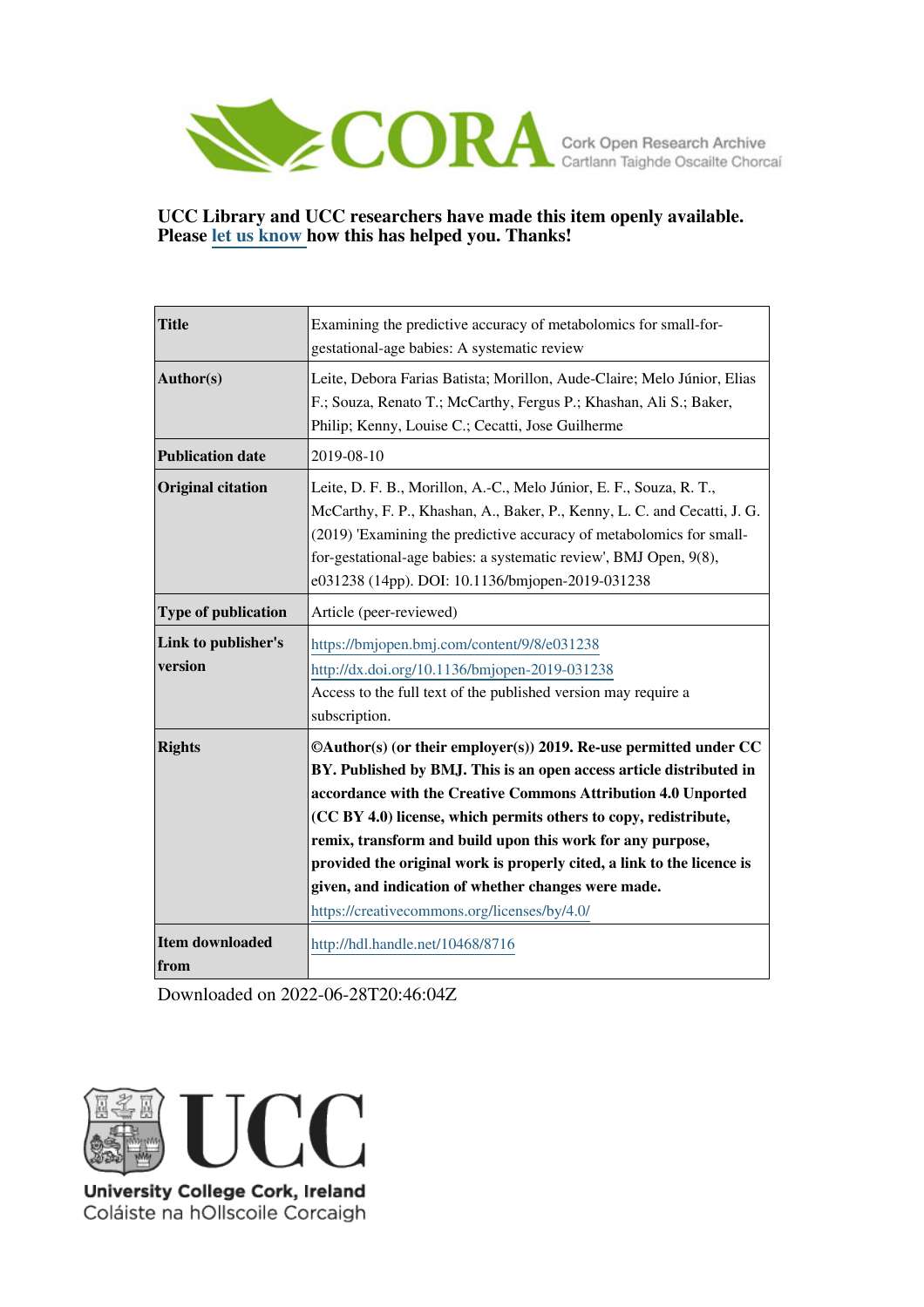Cork Open Research Archive
Cartlann Taighde Oscailte Chorcaí

**UCC Library and UCC researchers have made this item openly available. Please let us know how this has helped you. Thanks!**

| | |
|---|---|
| **Title** | Examining the predictive accuracy of metabolomics for small-for-gestational-age babies: A systematic review |
| **Author(s)** | Leite, Debora Farias Batista; Morillon, Aude-Claire; Melo Júnior, Elias F.; Souza, Renato T.; McCarthy, Fergus P.; Khashan, Ali S.; Baker, Philip; Kenny, Louise C.; Cecatti, Jose Guilherme |
| **Publication date** | 2019-08-10 |
| **Original citation** | Leite, D. F. B., Morillon, A.-C., Melo Júnior, E. F., Souza, R. T., McCarthy, F. P., Khashan, A., Baker, P., Kenny, L. C. and Cecatti, J. G. (2019) 'Examining the predictive accuracy of metabolomics for small-for-gestational-age babies: a systematic review', BMJ Open, 9(8), e031238 (14pp). DOI: 10.1136/bmjopen-2019-031238 |
| **Type of publication** | Article (peer-reviewed) |
| **Link to publisher's version** | https://bmjopen.bmj.com/content/9/8/e031238 http://dx.doi.org/10.1136/bmjopen-2019-031238 Access to the full text of the published version may require a subscription. |
| **Rights** | **©Author(s) (or their employer(s)) 2019. Re-use permitted under CC BY. Published by BMJ. This is an open access article distributed in accordance with the Creative Commons Attribution 4.0 Unported (CC BY 4.0) license, which permits others to copy, redistribute, remix, transform and build upon this work for any purpose, provided the original work is properly cited, a link to the licence is given, and indication of whether changes were made.** https://creativecommons.org/licenses/by/4.0/ |
| **Item downloaded from** | http://hdl.handle.net/10468/8716 |

Downloaded on 2022-06-28T20:46:04Z

University College Cork, Ireland
Coláiste na hOllscoile Corcaigh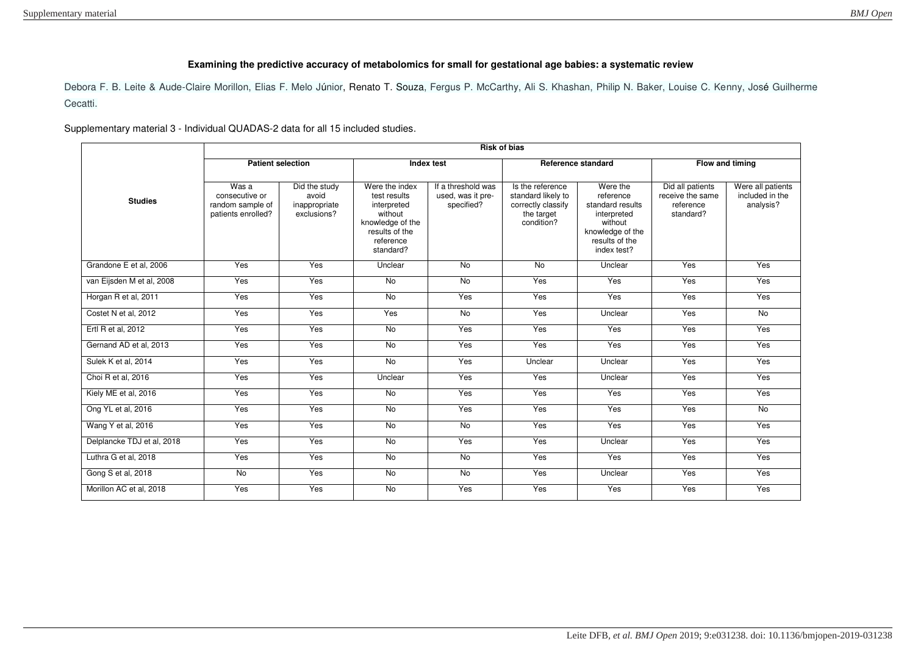**Examining the predictive accuracy of metabolomics for small for gestational age babies: a systematic review**

Debora F. B. Leite & Aude-Claire Morillon, Elias F. Melo Júnior, Renato T. Souza, Fergus P. McCarthy, Ali S. Khashan, Philip N. Baker, Louise C. Kenny, José Guilherme Cecatti.

Supplementary material 3 - Individual QUADAS-2 data for all 15 included studies.

| Studies | Risk of bias | | | | | | | |
|---|---|---|---|---|---|---|---|---|
| | Patient selection | | Index test | | Reference standard | | Flow and timing | |
| | Was a consecutive or random sample of patients enrolled? | Did the study avoid inappropriate exclusions? | Were the index test results interpreted without knowledge of the results of the reference standard? | If a threshold was used, was it pre-specified? | Is the reference standard likely to correctly classify the target condition? | Were the reference standard results interpreted without knowledge of the results of the index test? | Did all patients receive the same reference standard? | Were all patients included in the analysis? |
| Grandone E et al, 2006 | Yes | Yes | Unclear | No | No | Unclear | Yes | Yes |
| van Eijsden M et al, 2008 | Yes | Yes | No | No | Yes | Yes | Yes | Yes |
| Horgan R et al, 2011 | Yes | Yes | No | Yes | Yes | Yes | Yes | Yes |
| Costet N et al, 2012 | Yes | Yes | Yes | No | Yes | Unclear | Yes | No |
| Ertl R et al, 2012 | Yes | Yes | No | Yes | Yes | Yes | Yes | Yes |
| Gernand AD et al, 2013 | Yes | Yes | No | Yes | Yes | Yes | Yes | Yes |
| Sulek K et al, 2014 | Yes | Yes | No | Yes | Unclear | Unclear | Yes | Yes |
| Choi R et al, 2016 | Yes | Yes | Unclear | Yes | Yes | Unclear | Yes | Yes |
| Kiely ME et al, 2016 | Yes | Yes | No | Yes | Yes | Yes | Yes | Yes |
| Ong YL et al, 2016 | Yes | Yes | No | Yes | Yes | Yes | Yes | No |
| Wang Y et al, 2016 | Yes | Yes | No | No | Yes | Yes | Yes | Yes |
| Delplancke TDJ et al, 2018 | Yes | Yes | No | Yes | Yes | Unclear | Yes | Yes |
| Luthra G et al, 2018 | Yes | Yes | No | No | Yes | Yes | Yes | Yes |
| Gong S et al, 2018 | No | Yes | No | No | Yes | Unclear | Yes | Yes |
| Morillon AC et al, 2018 | Yes | Yes | No | Yes | Yes | Yes | Yes | Yes |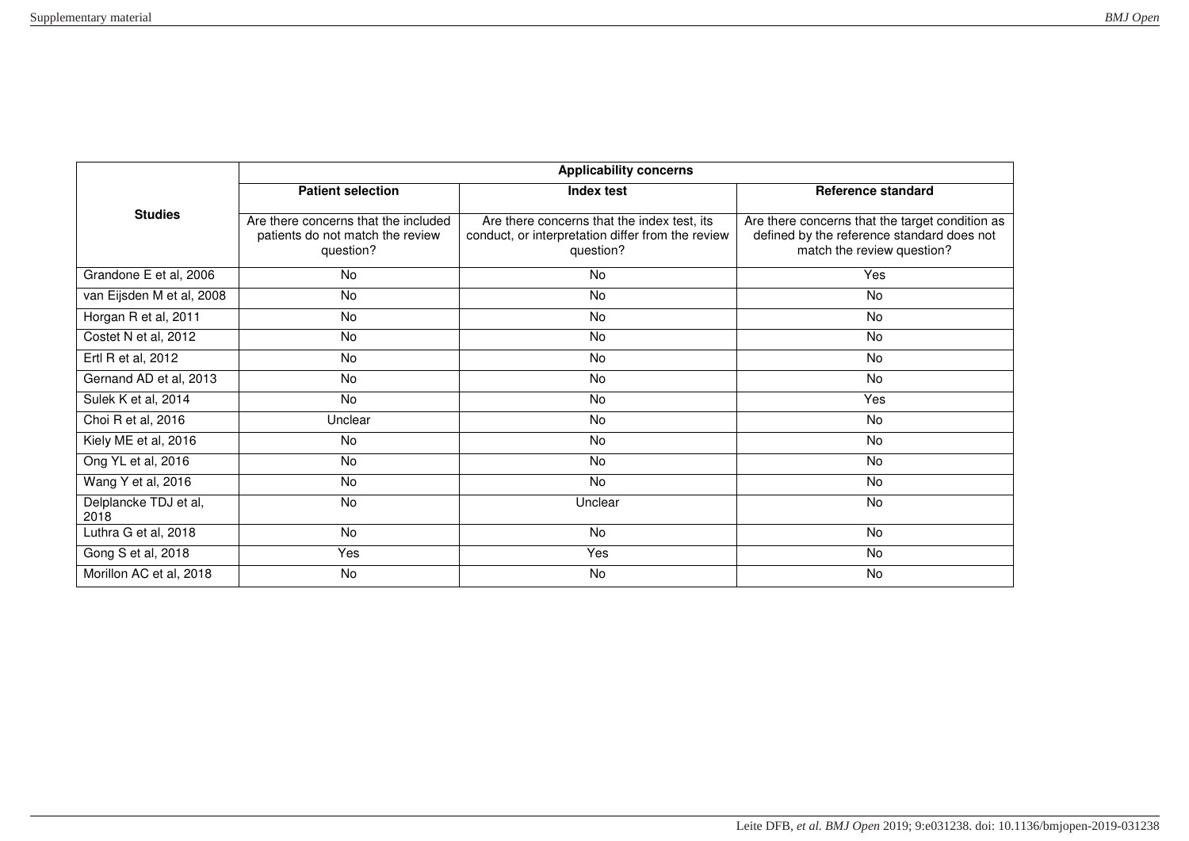| Studies | Applicability concerns | | |
|---|---|---|---|
| | Patient selection | Index test | Reference standard |
| | Are there concerns that the included patients do not match the review question? | Are there concerns that the index test, its conduct, or interpretation differ from the review question? | Are there concerns that the target condition as defined by the reference standard does not match the review question? |
| Grandone E et al, 2006 | No | No | Yes |
| van Eijsden M et al, 2008 | No | No | No |
| Horgan R et al, 2011 | No | No | No |
| Costet N et al, 2012 | No | No | No |
| Ertl R et al, 2012 | No | No | No |
| Gernand AD et al, 2013 | No | No | No |
| Sulek K et al, 2014 | No | No | Yes |
| Choi R et al, 2016 | Unclear | No | No |
| Kiely ME et al, 2016 | No | No | No |
| Ong YL et al, 2016 | No | No | No |
| Wang Y et al, 2016 | No | No | No |
| Delplancke TDJ et al, 2018 | No | Unclear | No |
| Luthra G et al, 2018 | No | No | No |
| Gong S et al, 2018 | Yes | Yes | No |
| Morillon AC et al, 2018 | No | No | No |